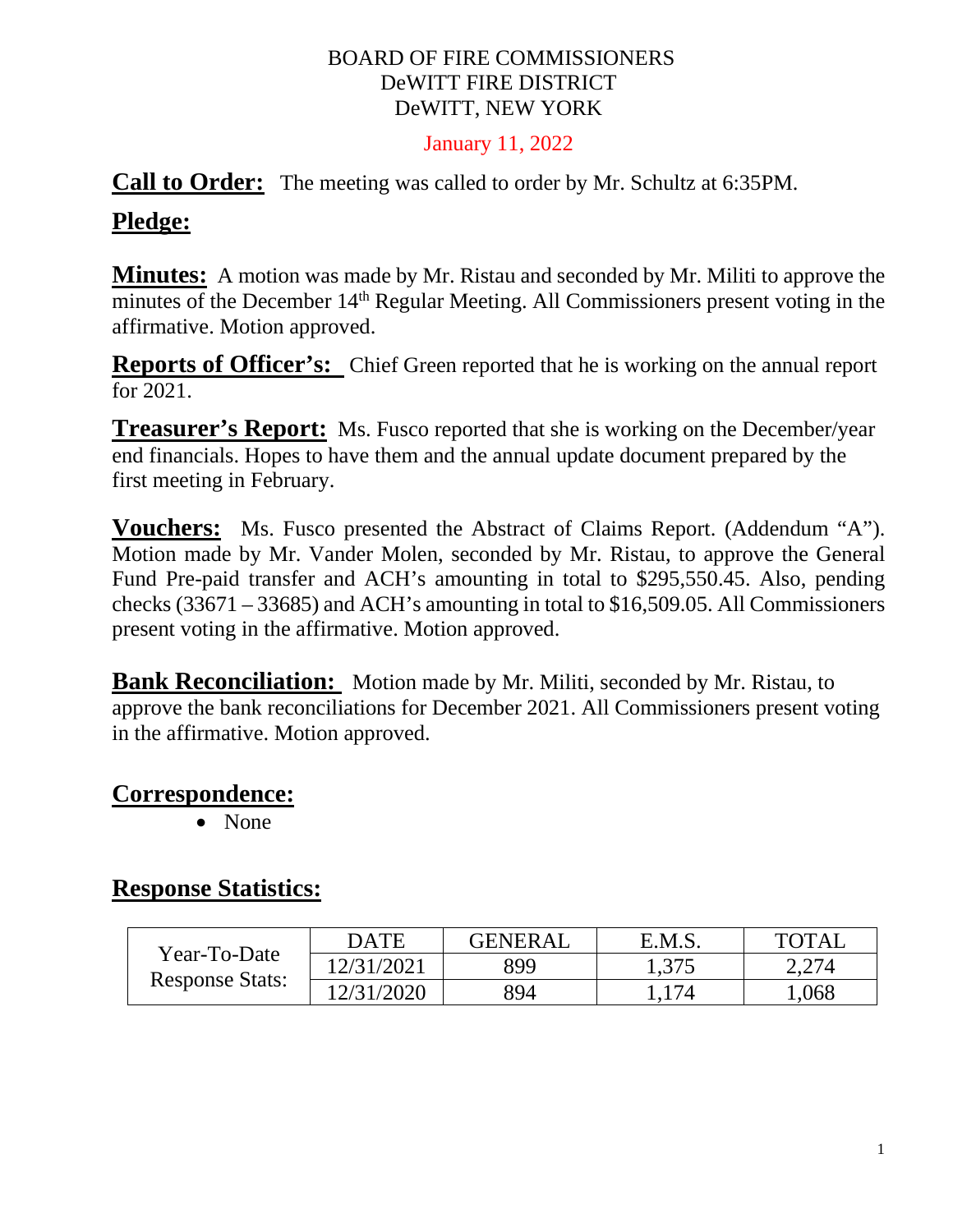BOARD OF FIRE COMMISSIONERS
DeWITT FIRE DISTRICT
DeWITT, NEW YORK

January 11, 2022

**Call to Order:** The meeting was called to order by Mr. Schultz at 6:35PM.

**Pledge:**

**Minutes:** A motion was made by Mr. Ristau and seconded by Mr. Militi to approve the minutes of the December 14th Regular Meeting. All Commissioners present voting in the affirmative. Motion approved.

**Reports of Officer's:** Chief Green reported that he is working on the annual report for 2021.

**Treasurer's Report:** Ms. Fusco reported that she is working on the December/year end financials. Hopes to have them and the annual update document prepared by the first meeting in February.

**Vouchers:** Ms. Fusco presented the Abstract of Claims Report. (Addendum "A"). Motion made by Mr. Vander Molen, seconded by Mr. Ristau, to approve the General Fund Pre-paid transfer and ACH's amounting in total to $295,550.45. Also, pending checks (33671 – 33685) and ACH's amounting in total to $16,509.05. All Commissioners present voting in the affirmative. Motion approved.

**Bank Reconciliation:** Motion made by Mr. Militi, seconded by Mr. Ristau, to approve the bank reconciliations for December 2021. All Commissioners present voting in the affirmative. Motion approved.

**Correspondence:**

- None

**Response Statistics:**

| | DATE | GENERAL | E.M.S. | TOTAL |
|---|---|---|---|---|
| Year-To-Date Response Stats: | 12/31/2021 | 899 | 1,375 | 2,274 |
| | 12/31/2020 | 894 | 1,174 | 1,068 |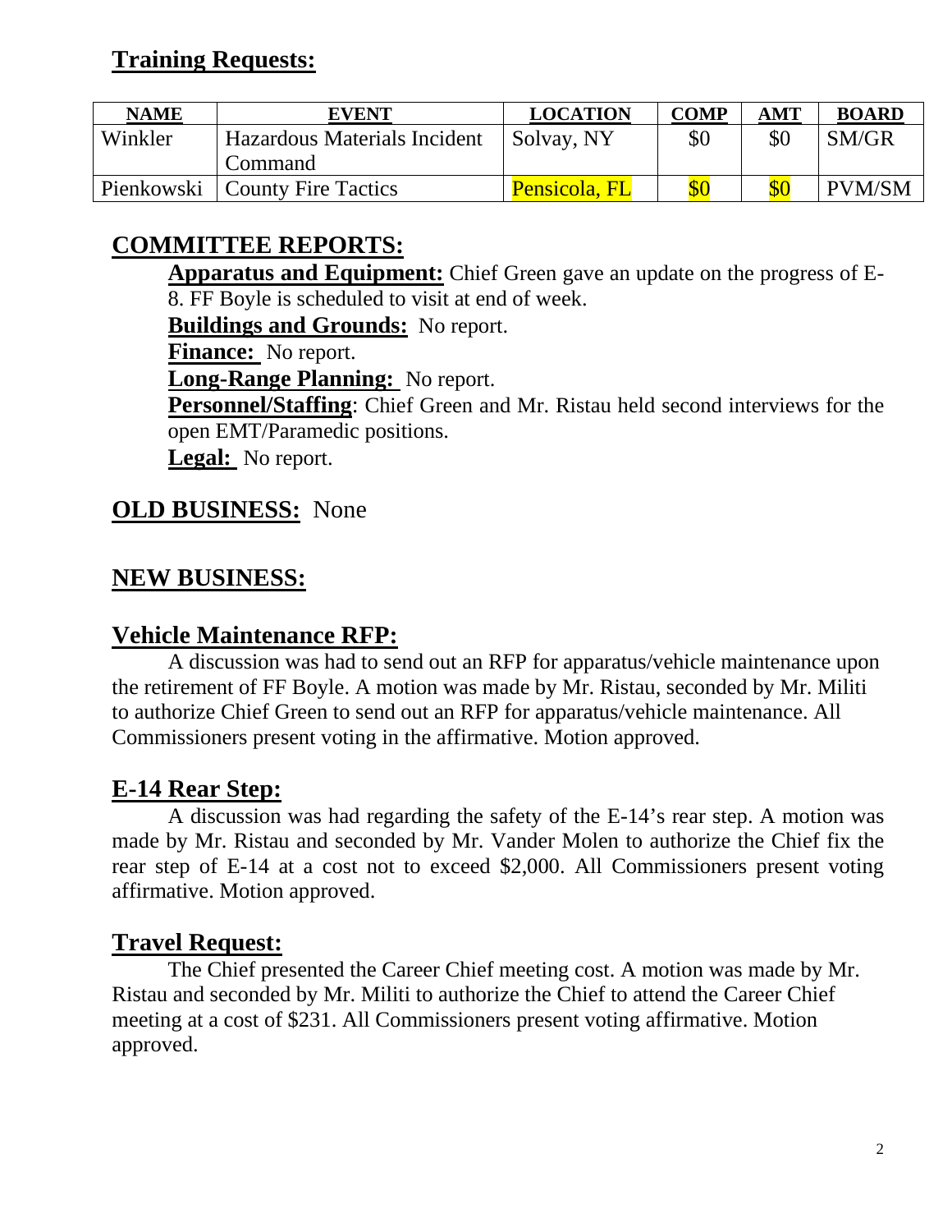## Training Requests:

| NAME | EVENT | LOCATION | COMP | AMT | BOARD |
|---|---|---|---|---|---|
| Winkler | Hazardous Materials Incident Command | Solvay, NY | $0 | $0 | SM/GR |
| Pienkowski | County Fire Tactics | Pensicola, FL | $0 | $0 | PVM/SM |

## COMMITTEE REPORTS:

**Apparatus and Equipment:** Chief Green gave an update on the progress of E-8. FF Boyle is scheduled to visit at end of week.

**Buildings and Grounds:** No report.

**Finance:** No report.

**Long-Range Planning:** No report.

**Personnel/Staffing**: Chief Green and Mr. Ristau held second interviews for the open EMT/Paramedic positions.

**Legal:** No report.

## OLD BUSINESS: None

## NEW BUSINESS:

## Vehicle Maintenance RFP:

A discussion was had to send out an RFP for apparatus/vehicle maintenance upon the retirement of FF Boyle. A motion was made by Mr. Ristau, seconded by Mr. Militi to authorize Chief Green to send out an RFP for apparatus/vehicle maintenance. All Commissioners present voting in the affirmative. Motion approved.

## E-14 Rear Step:

A discussion was had regarding the safety of the E-14's rear step. A motion was made by Mr. Ristau and seconded by Mr. Vander Molen to authorize the Chief fix the rear step of E-14 at a cost not to exceed $2,000. All Commissioners present voting affirmative. Motion approved.

## Travel Request:

The Chief presented the Career Chief meeting cost. A motion was made by Mr. Ristau and seconded by Mr. Militi to authorize the Chief to attend the Career Chief meeting at a cost of $231. All Commissioners present voting affirmative. Motion approved.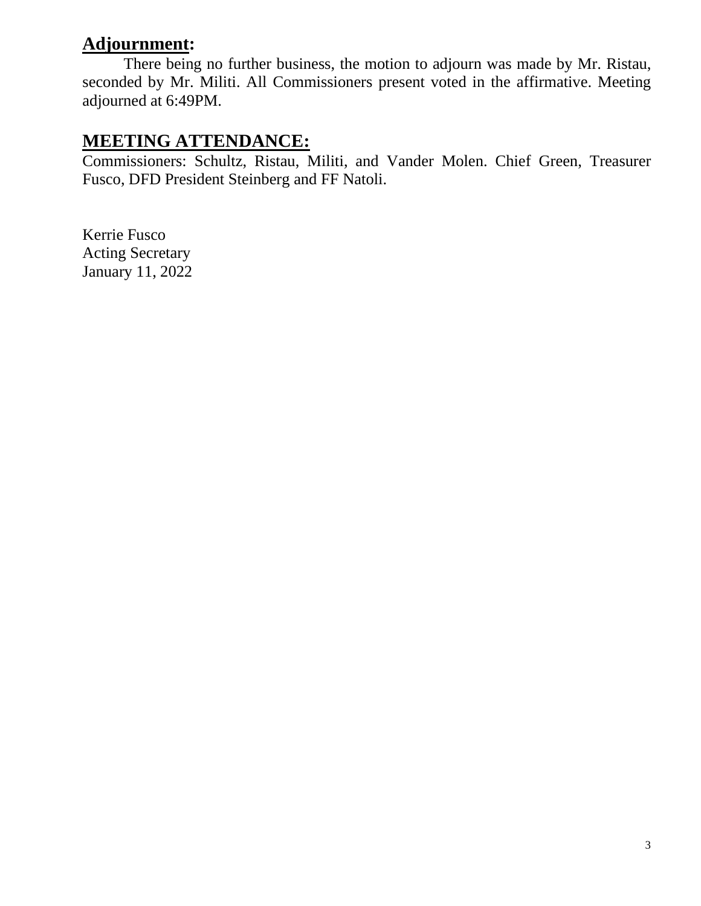## **Adjournment:**

There being no further business, the motion to adjourn was made by Mr. Ristau, seconded by Mr. Militi. All Commissioners present voted in the affirmative. Meeting adjourned at 6:49PM.

## **MEETING ATTENDANCE:**

Commissioners: Schultz, Ristau, Militi, and Vander Molen. Chief Green, Treasurer Fusco, DFD President Steinberg and FF Natoli.

Kerrie Fusco
Acting Secretary
January 11, 2022